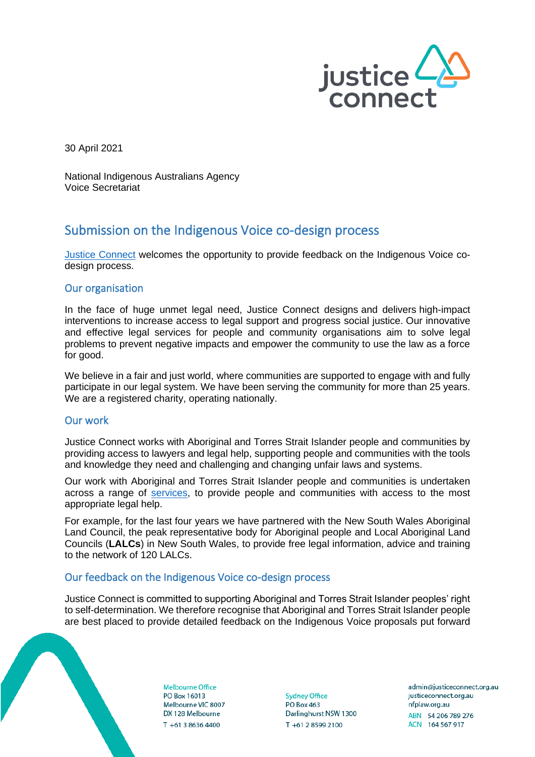30 April 2021

National Indigenous Australians Agency
Voice Secretariat

# Submission on the Indigenous Voice co-design process

[Justice Connect](https://justiceconnect.org.au) welcomes the opportunity to provide feedback on the Indigenous Voice co-design process.

## Our organisation

In the face of huge unmet legal need, Justice Connect designs and delivers high-impact interventions to increase access to legal support and progress social justice. Our innovative and effective legal services for people and community organisations aim to solve legal problems to prevent negative impacts and empower the community to use the law as a force for good.

We believe in a fair and just world, where communities are supported to engage with and fully participate in our legal system. We have been serving the community for more than 25 years. We are a registered charity, operating nationally.

## Our work

Justice Connect works with Aboriginal and Torres Strait Islander people and communities by providing access to lawyers and legal help, supporting people and communities with the tools and knowledge they need and challenging and changing unfair laws and systems.

Our work with Aboriginal and Torres Strait Islander people and communities is undertaken across a range of services, to provide people and communities with access to the most appropriate legal help.

For example, for the last four years we have partnered with the New South Wales Aboriginal Land Council, the peak representative body for Aboriginal people and Local Aboriginal Land Councils (**LALCs**) in New South Wales, to provide free legal information, advice and training to the network of 120 LALCs.

## Our feedback on the Indigenous Voice co-design process

Justice Connect is committed to supporting Aboriginal and Torres Strait Islander peoples' right to self-determination. We therefore recognise that Aboriginal and Torres Strait Islander people are best placed to provide detailed feedback on the Indigenous Voice proposals put forward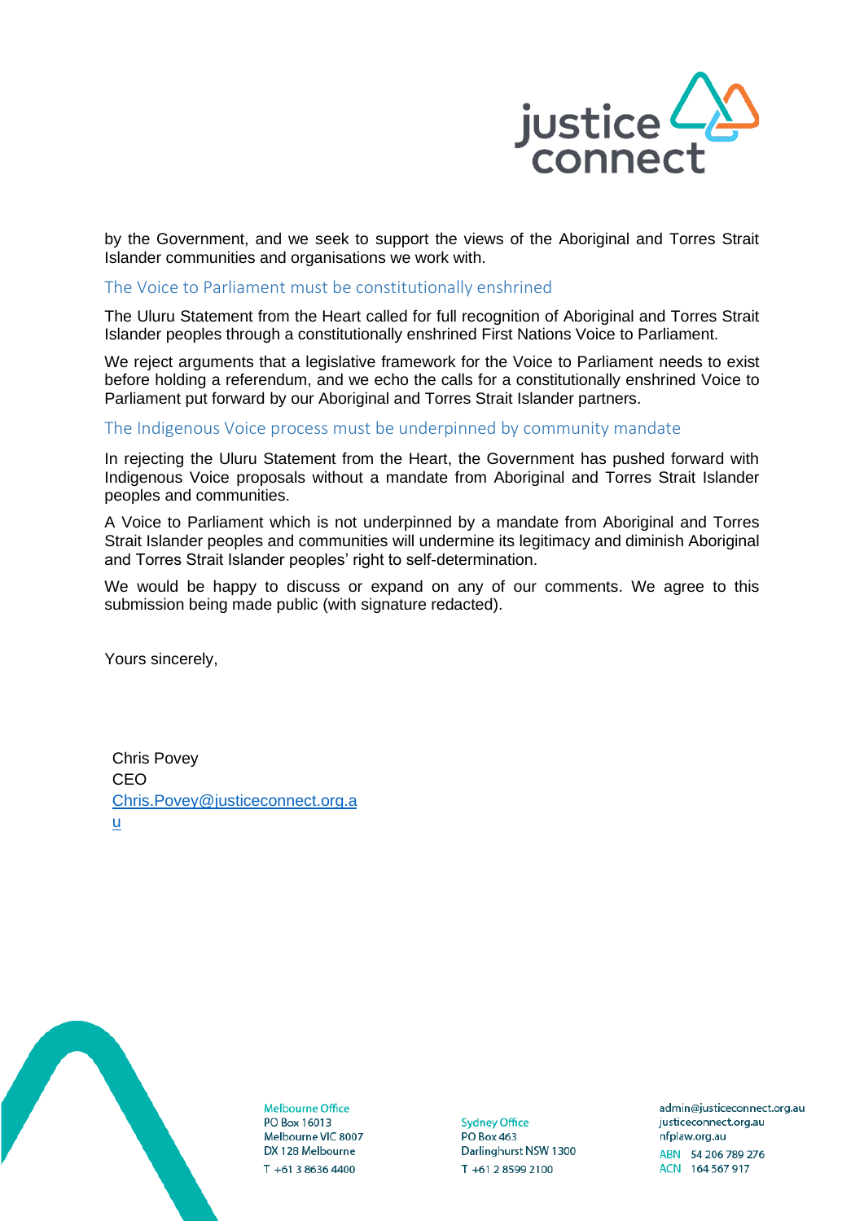by the Government, and we seek to support the views of the Aboriginal and Torres Strait Islander communities and organisations we work with.

## The Voice to Parliament must be constitutionally enshrined

The Uluru Statement from the Heart called for full recognition of Aboriginal and Torres Strait Islander peoples through a constitutionally enshrined First Nations Voice to Parliament.

We reject arguments that a legislative framework for the Voice to Parliament needs to exist before holding a referendum, and we echo the calls for a constitutionally enshrined Voice to Parliament put forward by our Aboriginal and Torres Strait Islander partners.

## The Indigenous Voice process must be underpinned by community mandate

In rejecting the Uluru Statement from the Heart, the Government has pushed forward with Indigenous Voice proposals without a mandate from Aboriginal and Torres Strait Islander peoples and communities.

A Voice to Parliament which is not underpinned by a mandate from Aboriginal and Torres Strait Islander peoples and communities will undermine its legitimacy and diminish Aboriginal and Torres Strait Islander peoples' right to self-determination.

We would be happy to discuss or expand on any of our comments. We agree to this submission being made public (with signature redacted).

Yours sincerely,

Chris Povey
CEO
Chris.Povey@justiceconnect.org.au

Melbourne Office
PO Box 16013
Melbourne VIC 8007
DX 128 Melbourne
T +61 3 8636 4400

Sydney Office
PO Box 463
Darlinghurst NSW 1300
T +61 2 8599 2100

admin@justiceconnect.org.au
justiceconnect.org.au
nfplaw.org.au
ABN 54 206 789 276
ACN 164 567 917